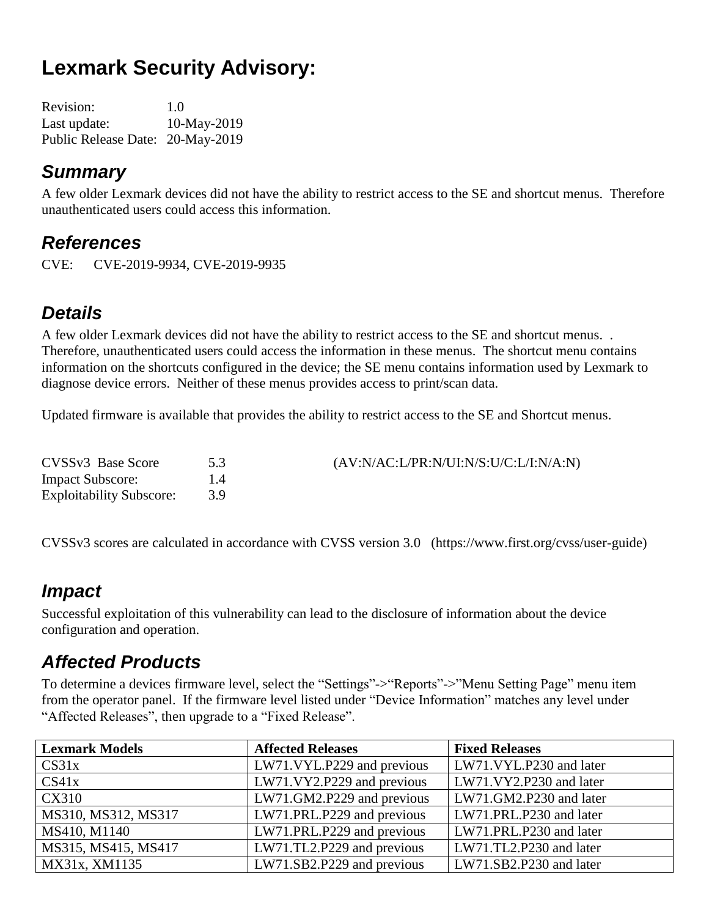# Lexmark Security Advisory:

Revision: 1.0
Last update: 10-May-2019
Public Release Date: 20-May-2019

## *Summary*

A few older Lexmark devices did not have the ability to restrict access to the SE and shortcut menus. Therefore unauthenticated users could access this information.

## *References*

CVE: CVE-2019-9934, CVE-2019-9935

## *Details*

A few older Lexmark devices did not have the ability to restrict access to the SE and shortcut menus. . Therefore, unauthenticated users could access the information in these menus. The shortcut menu contains information on the shortcuts configured in the device; the SE menu contains information used by Lexmark to diagnose device errors. Neither of these menus provides access to print/scan data.

Updated firmware is available that provides the ability to restrict access to the SE and Shortcut menus.

CVSSv3 Base Score 5.3 (AV:N/AC:L/PR:N/UI:N/S:U/C:L/I:N/A:N)
Impact Subscore: 1.4
Exploitability Subscore: 3.9

CVSSv3 scores are calculated in accordance with CVSS version 3.0 (https://www.first.org/cvss/user-guide)

## *Impact*

Successful exploitation of this vulnerability can lead to the disclosure of information about the device configuration and operation.

## *Affected Products*

To determine a devices firmware level, select the "Settings"->"Reports"->"Menu Setting Page" menu item from the operator panel. If the firmware level listed under "Device Information" matches any level under "Affected Releases", then upgrade to a "Fixed Release".

| Lexmark Models | Affected Releases | Fixed Releases |
|---|---|---|
| CS31x | LW71.VYL.P229 and previous | LW71.VYL.P230 and later |
| CS41x | LW71.VY2.P229 and previous | LW71.VY2.P230 and later |
| CX310 | LW71.GM2.P229 and previous | LW71.GM2.P230 and later |
| MS310, MS312, MS317 | LW71.PRL.P229 and previous | LW71.PRL.P230 and later |
| MS410, M1140 | LW71.PRL.P229 and previous | LW71.PRL.P230 and later |
| MS315, MS415, MS417 | LW71.TL2.P229 and previous | LW71.TL2.P230 and later |
| MX31x, XM1135 | LW71.SB2.P229 and previous | LW71.SB2.P230 and later |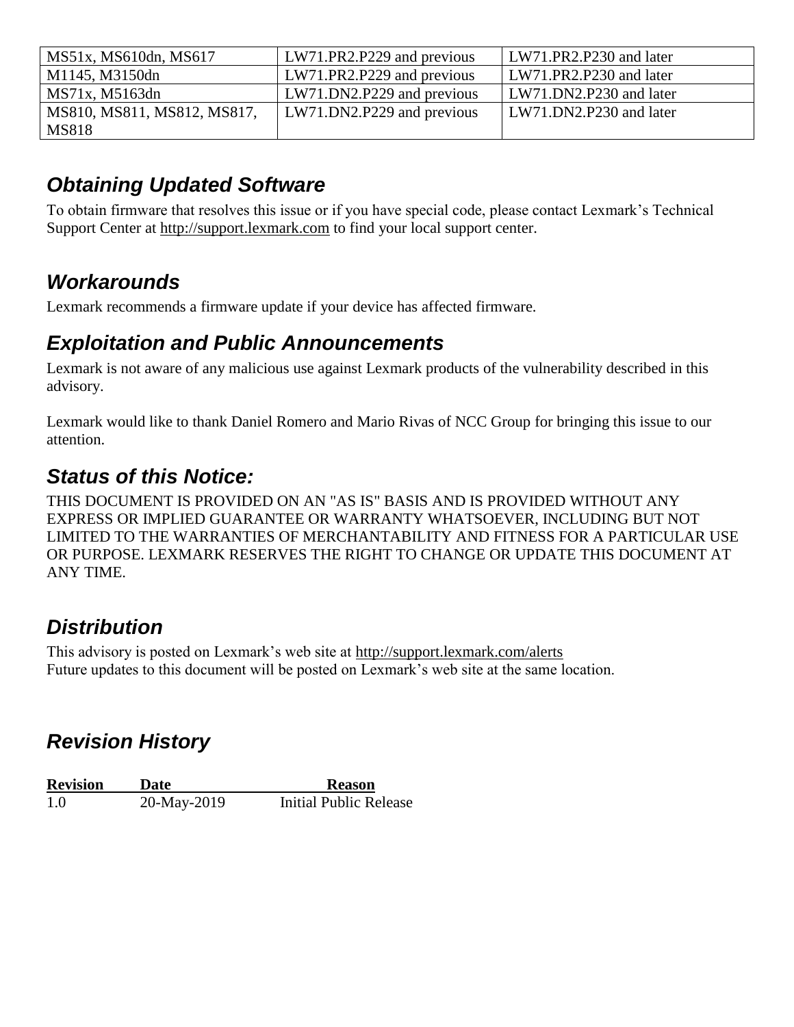| | | |
|---|---|---|
| MS51x, MS610dn, MS617 | LW71.PR2.P229 and previous | LW71.PR2.P230 and later |
| M1145, M3150dn | LW71.PR2.P229 and previous | LW71.PR2.P230 and later |
| MS71x, M5163dn | LW71.DN2.P229 and previous | LW71.DN2.P230 and later |
| MS810, MS811, MS812, MS817, MS818 | LW71.DN2.P229 and previous | LW71.DN2.P230 and later |

## *Obtaining Updated Software*

To obtain firmware that resolves this issue or if you have special code, please contact Lexmark's Technical Support Center at http://support.lexmark.com to find your local support center.

## *Workarounds*

Lexmark recommends a firmware update if your device has affected firmware.

## *Exploitation and Public Announcements*

Lexmark is not aware of any malicious use against Lexmark products of the vulnerability described in this advisory.

Lexmark would like to thank Daniel Romero and Mario Rivas of NCC Group for bringing this issue to our attention.

## *Status of this Notice:*

THIS DOCUMENT IS PROVIDED ON AN "AS IS" BASIS AND IS PROVIDED WITHOUT ANY EXPRESS OR IMPLIED GUARANTEE OR WARRANTY WHATSOEVER, INCLUDING BUT NOT LIMITED TO THE WARRANTIES OF MERCHANTABILITY AND FITNESS FOR A PARTICULAR USE OR PURPOSE. LEXMARK RESERVES THE RIGHT TO CHANGE OR UPDATE THIS DOCUMENT AT ANY TIME.

## *Distribution*

This advisory is posted on Lexmark's web site at http://support.lexmark.com/alerts
Future updates to this document will be posted on Lexmark's web site at the same location.

## *Revision History*

| Revision | Date | Reason |
|---|---|---|
| 1.0 | 20-May-2019 | Initial Public Release |